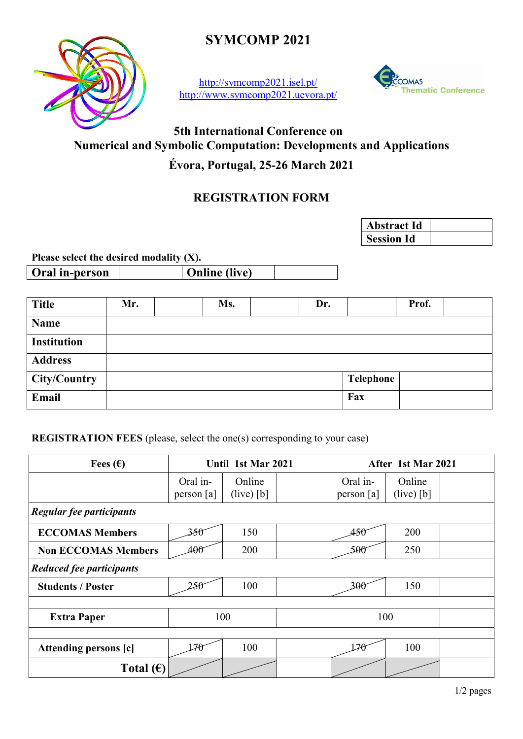# SYMCOMP 2021

http://symcomp2021.isel.pt/
http://www.symcomp2021.uevora.pt/

ECCOMAS Thematic Conference

## 5th International Conference on Numerical and Symbolic Computation: Developments and Applications

## Évora, Portugal, 25-26 March 2021

## REGISTRATION FORM

| Abstract Id | |
|---|---|
| Session Id | |

**Please select the desired modality (X).**

| Oral in-person | | Online (live) | |
|---|---|---|---|

| Title | Mr. | | Ms. | | Dr. | | Prof. | |
|---|---|---|---|---|---|---|---|---|
| Name | | | | | | | | |
| Institution | | | | | | | | |
| Address | | | | | | | | |
| City/Country | | | | | | Telephone | | |
| Email | | | | | | Fax | | |

**REGISTRATION FEES** (please, select the one(s) corresponding to your case)

| Fees (€) | Until 1st Mar 2021 | | | After 1st Mar 2021 | | |
|---|---|---|---|---|---|---|
| | Oral in-person [a] | Online (live) [b] | | Oral in-person [a] | Online (live) [b] | |
| *Regular fee participants* | | | | | | |
| ECCOMAS Members | ~~350~~ | 150 | | ~~450~~ | 200 | |
| Non ECCOMAS Members | ~~400~~ | 200 | | ~~500~~ | 250 | |
| *Reduced fee participants* | | | | | | |
| Students / Poster | ~~250~~ | 100 | | ~~300~~ | 150 | |
| | | | | | | |
| Extra Paper | 100 | | | 100 | | |
| | | | | | | |
| Attending persons [c] | ~~170~~ | 100 | | ~~170~~ | 100 | |
| Total (€) | | | | | | |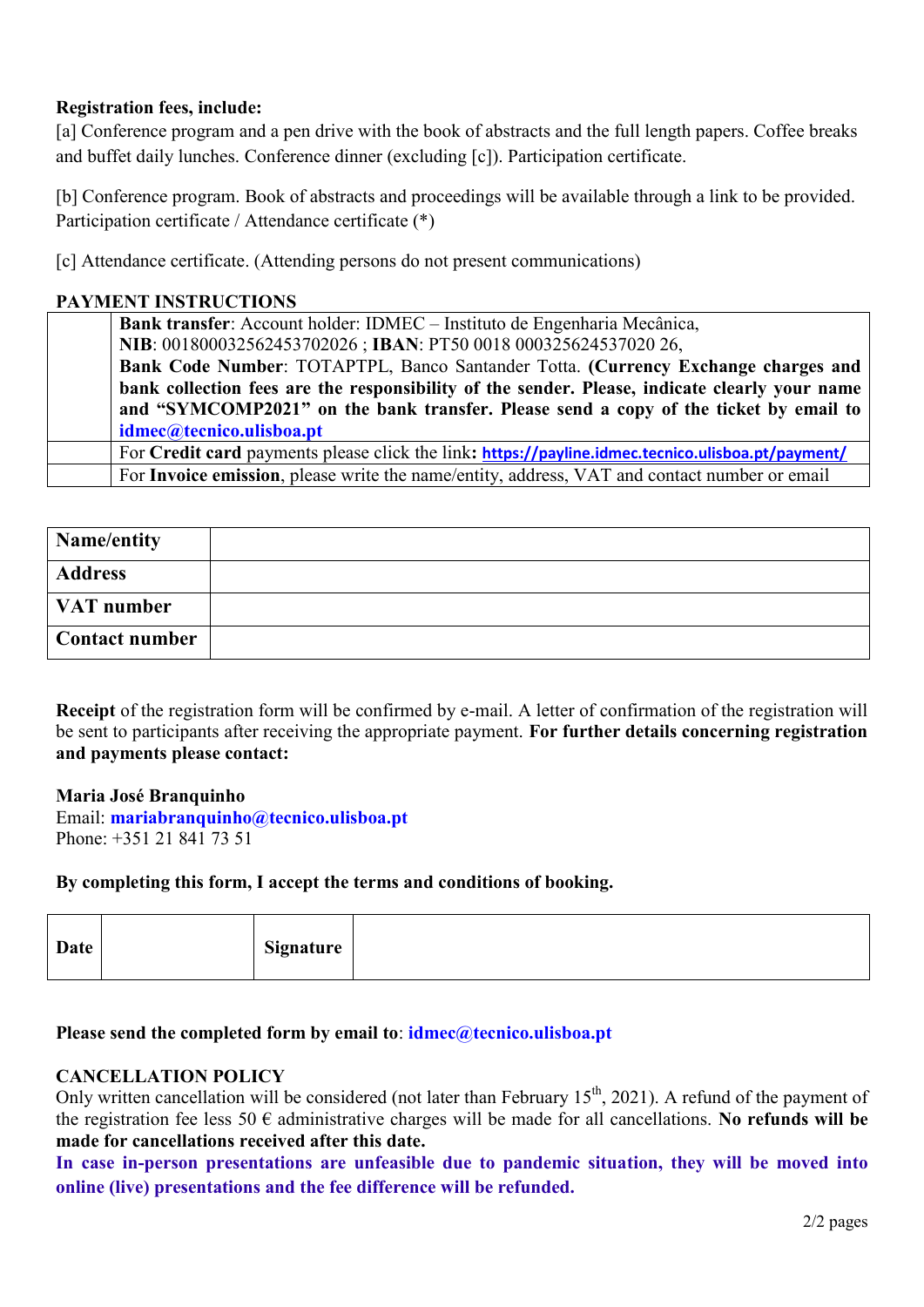**Registration fees, include:**

[a] Conference program and a pen drive with the book of abstracts and the full length papers. Coffee breaks and buffet daily lunches. Conference dinner (excluding [c]). Participation certificate.

[b] Conference program. Book of abstracts and proceedings will be available through a link to be provided. Participation certificate / Attendance certificate (*)

[c] Attendance certificate. (Attending persons do not present communications)

**PAYMENT INSTRUCTIONS**

| | |
|---|---|
| | **Bank transfer**: Account holder: IDMEC – Instituto de Engenharia Mecânica, **NIB**: 001800032562453702026 ; **IBAN**: PT50 0018 000325624537020 26, **Bank Code Number**: TOTAPTPL, Banco Santander Totta. **(Currency Exchange charges and bank collection fees are the responsibility of the sender. Please, indicate clearly your name and "SYMCOMP2021" on the bank transfer. Please send a copy of the ticket by email to idmec@tecnico.ulisboa.pt** |
| | For **Credit card** payments please click the link**:** **https://payline.idmec.tecnico.ulisboa.pt/payment/** |
| | For **Invoice emission**, please write the name/entity, address, VAT and contact number or email |

| | |
|---|---|
| **Name/entity** | |
| **Address** | |
| **VAT number** | |
| **Contact number** | |

**Receipt** of the registration form will be confirmed by e-mail. A letter of confirmation of the registration will be sent to participants after receiving the appropriate payment. **For further details concerning registration and payments please contact:**

**Maria José Branquinho**
Email: **mariabranquinho@tecnico.ulisboa.pt**
Phone: +351 21 841 73 51

**By completing this form, I accept the terms and conditions of booking.**

| | | | |
|---|---|---|---|
| **Date** | | **Signature** | |

**Please send the completed form by email to**: **idmec@tecnico.ulisboa.pt**

**CANCELLATION POLICY**

Only written cancellation will be considered (not later than February 15th, 2021). A refund of the payment of the registration fee less 50 € administrative charges will be made for all cancellations. **No refunds will be made for cancellations received after this date.**

**In case in-person presentations are unfeasible due to pandemic situation, they will be moved into online (live) presentations and the fee difference will be refunded.**